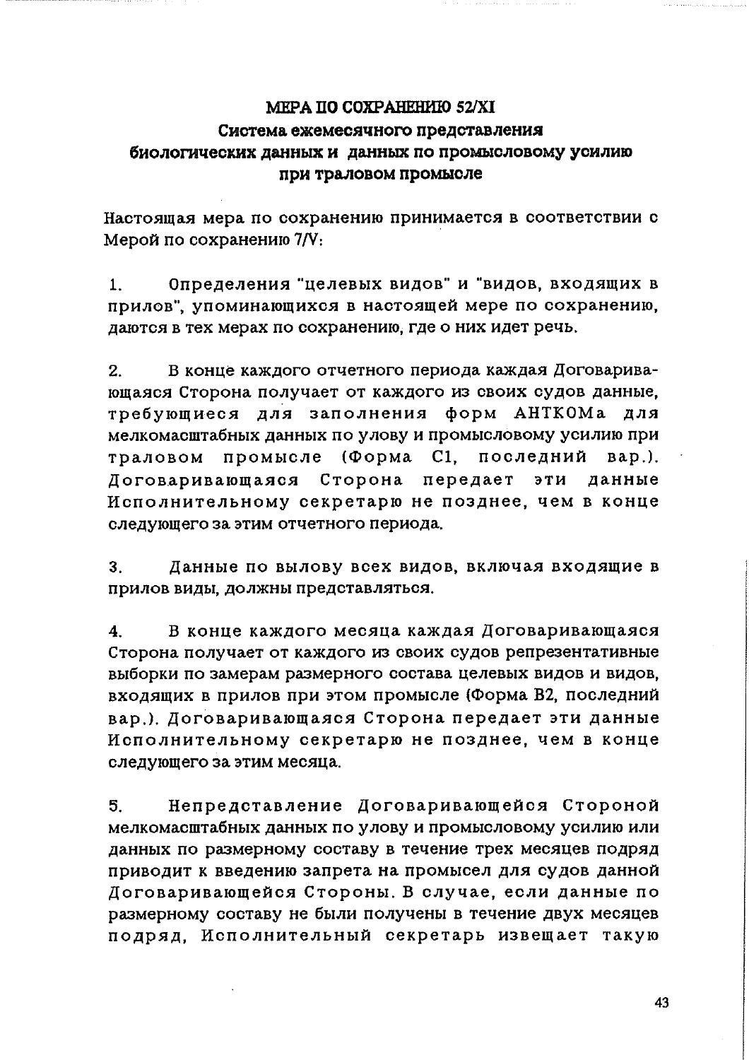# МЕРА ПО СОХРАНЕНИЮ 52/XI
## Система ежемесячного представления биологических данных и данных по промысловому усилию при траловом промысле

Настоящая мера по сохранению принимается в соответствии с Мерой по сохранению 7/V:

1. Определения "целевых видов" и "видов, входящих в прилов", упоминающихся в настоящей мере по сохранению, даются в тех мерах по сохранению, где о них идет речь.

2. В конце каждого отчетного периода каждая Договаривающаяся Сторона получает от каждого из своих судов данные, требующиеся для заполнения форм АНТКОМа для мелкомасштабных данных по улову и промысловому усилию при траловом промысле (Форма С1, последний вар.). Договаривающаяся Сторона передает эти данные Исполнительному секретарю не позднее, чем в конце следующего за этим отчетного периода.

3. Данные по вылову всех видов, включая входящие в прилов виды, должны представляться.

4. В конце каждого месяца каждая Договаривающаяся Сторона получает от каждого из своих судов репрезентативные выборки по замерам размерного состава целевых видов и видов, входящих в прилов при этом промысле (Форма В2, последний вар.). Договаривающаяся Сторона передает эти данные Исполнительному секретарю не позднее, чем в конце следующего за этим месяца.

5. Непредставление Договаривающейся Стороной мелкомасштабных данных по улову и промысловому усилию или данных по размерному составу в течение трех месяцев подряд приводит к введению запрета на промысел для судов данной Договаривающейся Стороны. В случае, если данные по размерному составу не были получены в течение двух месяцев подряд, Исполнительный секретарь извещает такую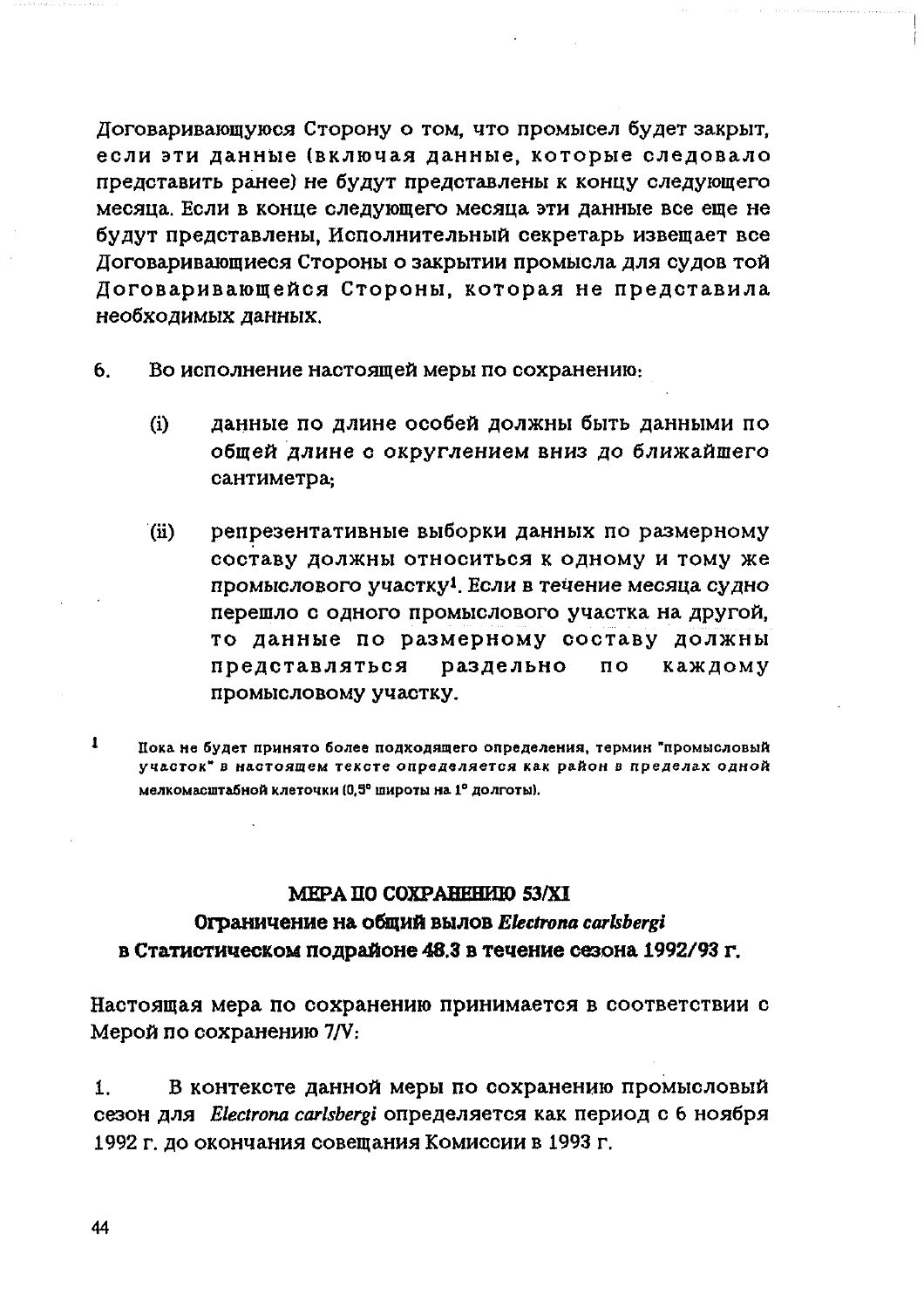Договаривающуюся Сторону о том, что промысел будет закрыт, если эти данные (включая данные, которые следовало представить ранее) не будут представлены к концу следующего месяца. Если в конце следующего месяца эти данные все еще не будут представлены, Исполнительный секретарь извещает все Договаривающиеся Стороны о закрытии промысла для судов той Договаривающейся Стороны, которая не представила необходимых данных.

6. Во исполнение настоящей меры по сохранению:

   (i) данные по длине особей должны быть данными по общей длине с округлением вниз до ближайшего сантиметра;

   (ii) репрезентативные выборки данных по размерному составу должны относиться к одному и тому же промыслового участку[1]. Если в течение месяца судно перешло с одного промыслового участка на другой, то данные по размерному составу должны представляться раздельно по каждому промысловому участку.

[1] Пока не будет принято более подходящего определения, термин "промысловый участок" в настоящем тексте определяется как район в пределах одной мелкомасштабной клеточки (0,5° широты на 1° долготы).

## МЕРА ПО СОХРАНЕНИЮ 53/XI
## Ограничение на общий вылов *Electrona carlsbergi* в Статистическом подрайоне 48.3 в течение сезона 1992/93 г.

Настоящая мера по сохранению принимается в соответствии с Мерой по сохранению 7/V:

1. В контексте данной меры по сохранению промысловый сезон для *Electrona carlsbergi* определяется как период с 6 ноября 1992 г. до окончания совещания Комиссии в 1993 г.